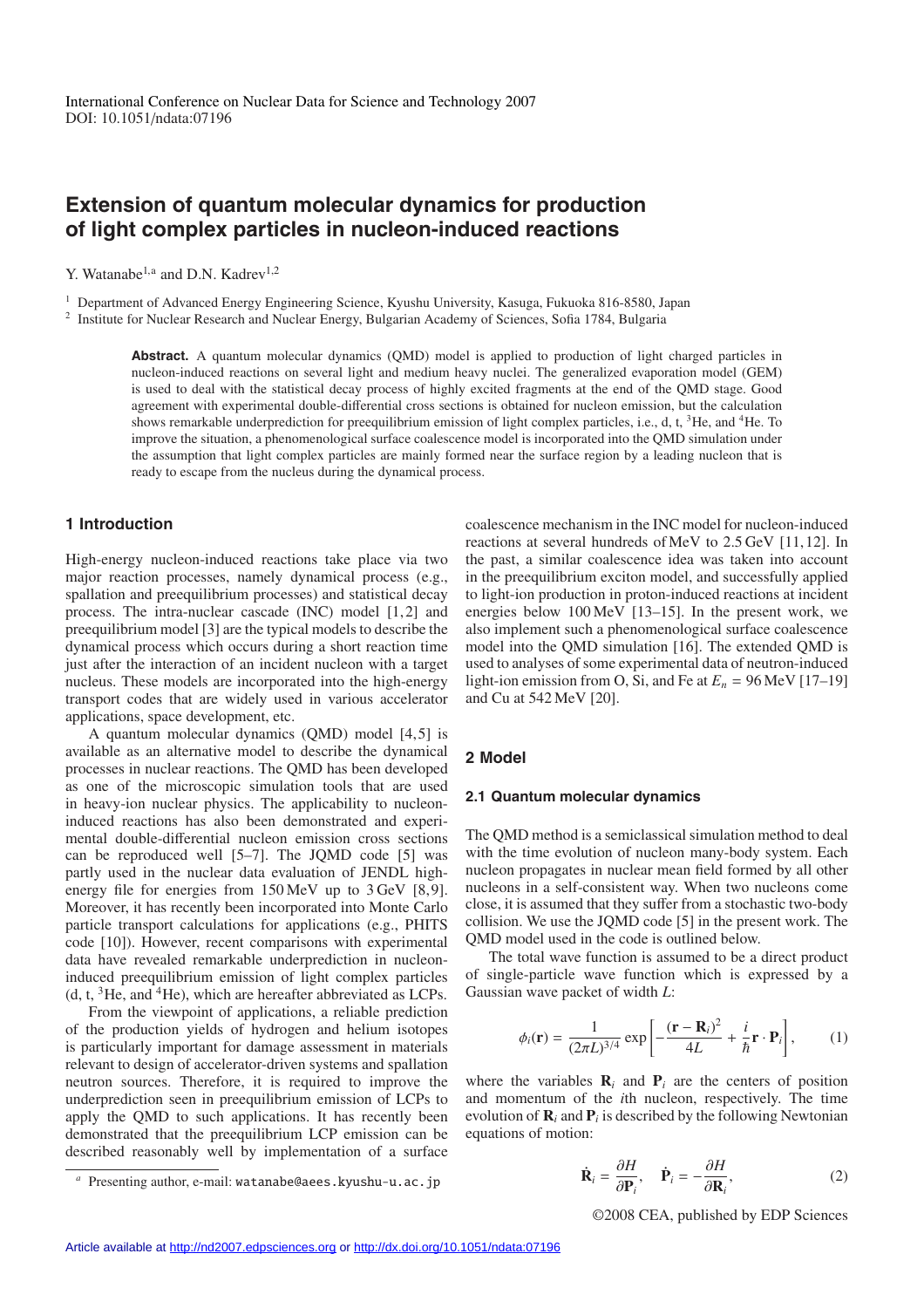International Conference on Nuclear Data for Science and Technology 2007
DOI: 10.1051/ndata:07196

# Extension of quantum molecular dynamics for production of light complex particles in nucleon-induced reactions

Y. Watanabe[1,a] and D.N. Kadrev[1,2]

[1] Department of Advanced Energy Engineering Science, Kyushu University, Kasuga, Fukuoka 816-8580, Japan
[2] Institute for Nuclear Research and Nuclear Energy, Bulgarian Academy of Sciences, Sofia 1784, Bulgaria

**Abstract.** A quantum molecular dynamics (QMD) model is applied to production of light charged particles in nucleon-induced reactions on several light and medium heavy nuclei. The generalized evaporation model (GEM) is used to deal with the statistical decay process of highly excited fragments at the end of the QMD stage. Good agreement with experimental double-differential cross sections is obtained for nucleon emission, but the calculation shows remarkable underprediction for preequilibrium emission of light complex particles, i.e., d, t, $^3$He, and $^4$He. To improve the situation, a phenomenological surface coalescence model is incorporated into the QMD simulation under the assumption that light complex particles are mainly formed near the surface region by a leading nucleon that is ready to escape from the nucleus during the dynamical process.

## 1 Introduction

High-energy nucleon-induced reactions take place via two major reaction processes, namely dynamical process (e.g., spallation and preequilibrium processes) and statistical decay process. The intra-nuclear cascade (INC) model [1,2] and preequilibrium model [3] are the typical models to describe the dynamical process which occurs during a short reaction time just after the interaction of an incident nucleon with a target nucleus. These models are incorporated into the high-energy transport codes that are widely used in various accelerator applications, space development, etc.

A quantum molecular dynamics (QMD) model [4,5] is available as an alternative model to describe the dynamical processes in nuclear reactions. The QMD has been developed as one of the microscopic simulation tools that are used in heavy-ion nuclear physics. The applicability to nucleon-induced reactions has also been demonstrated and experimental double-differential nucleon emission cross sections can be reproduced well [5–7]. The JQMD code [5] was partly used in the nuclear data evaluation of JENDL high-energy file for energies from 150 MeV up to 3 GeV [8,9]. Moreover, it has recently been incorporated into Monte Carlo particle transport calculations for applications (e.g., PHITS code [10]). However, recent comparisons with experimental data have revealed remarkable underprediction in nucleon-induced preequilibrium emission of light complex particles (d, t, $^3$He, and $^4$He), which are hereafter abbreviated as LCPs.

From the viewpoint of applications, a reliable prediction of the production yields of hydrogen and helium isotopes is particularly important for damage assessment in materials relevant to design of accelerator-driven systems and spallation neutron sources. Therefore, it is required to improve the underprediction seen in preequilibrium emission of LCPs to apply the QMD to such applications. It has recently been demonstrated that the preequilibrium LCP emission can be described reasonably well by implementation of a surface coalescence mechanism in the INC model for nucleon-induced reactions at several hundreds of MeV to 2.5 GeV [11,12]. In the past, a similar coalescence idea was taken into account in the preequilibrium exciton model, and successfully applied to light-ion production in proton-induced reactions at incident energies below 100 MeV [13–15]. In the present work, we also implement such a phenomenological surface coalescence model into the QMD simulation [16]. The extended QMD is used to analyses of some experimental data of neutron-induced light-ion emission from O, Si, and Fe at $E_n = 96$ MeV [17–19] and Cu at 542 MeV [20].

## 2 Model

### 2.1 Quantum molecular dynamics

The QMD method is a semiclassical simulation method to deal with the time evolution of nucleon many-body system. Each nucleon propagates in nuclear mean field formed by all other nucleons in a self-consistent way. When two nucleons come close, it is assumed that they suffer from a stochastic two-body collision. We use the JQMD code [5] in the present work. The QMD model used in the code is outlined below.

The total wave function is assumed to be a direct product of single-particle wave function which is expressed by a Gaussian wave packet of width $L$:

$$\phi_i(\mathbf{r}) = \frac{1}{(2\pi L)^{3/4}} \exp\left[-\frac{(\mathbf{r}-\mathbf{R}_i)^2}{4L} + \frac{i}{\hbar}\mathbf{r}\cdot\mathbf{P}_i\right], \qquad (1)$$

where the variables $\mathbf{R}_i$ and $\mathbf{P}_i$ are the centers of position and momentum of the $i$th nucleon, respectively. The time evolution of $\mathbf{R}_i$ and $\mathbf{P}_i$ is described by the following Newtonian equations of motion:

$$\dot{\mathbf{R}}_i = \frac{\partial H}{\partial \mathbf{P}_i}, \quad \dot{\mathbf{P}}_i = -\frac{\partial H}{\partial \mathbf{R}_i}, \qquad (2)$$

[a] Presenting author, e-mail: watanabe@aees.kyushu-u.ac.jp

©2008 CEA, published by EDP Sciences

Article available at http://nd2007.edpsciences.org or http://dx.doi.org/10.1051/ndata:07196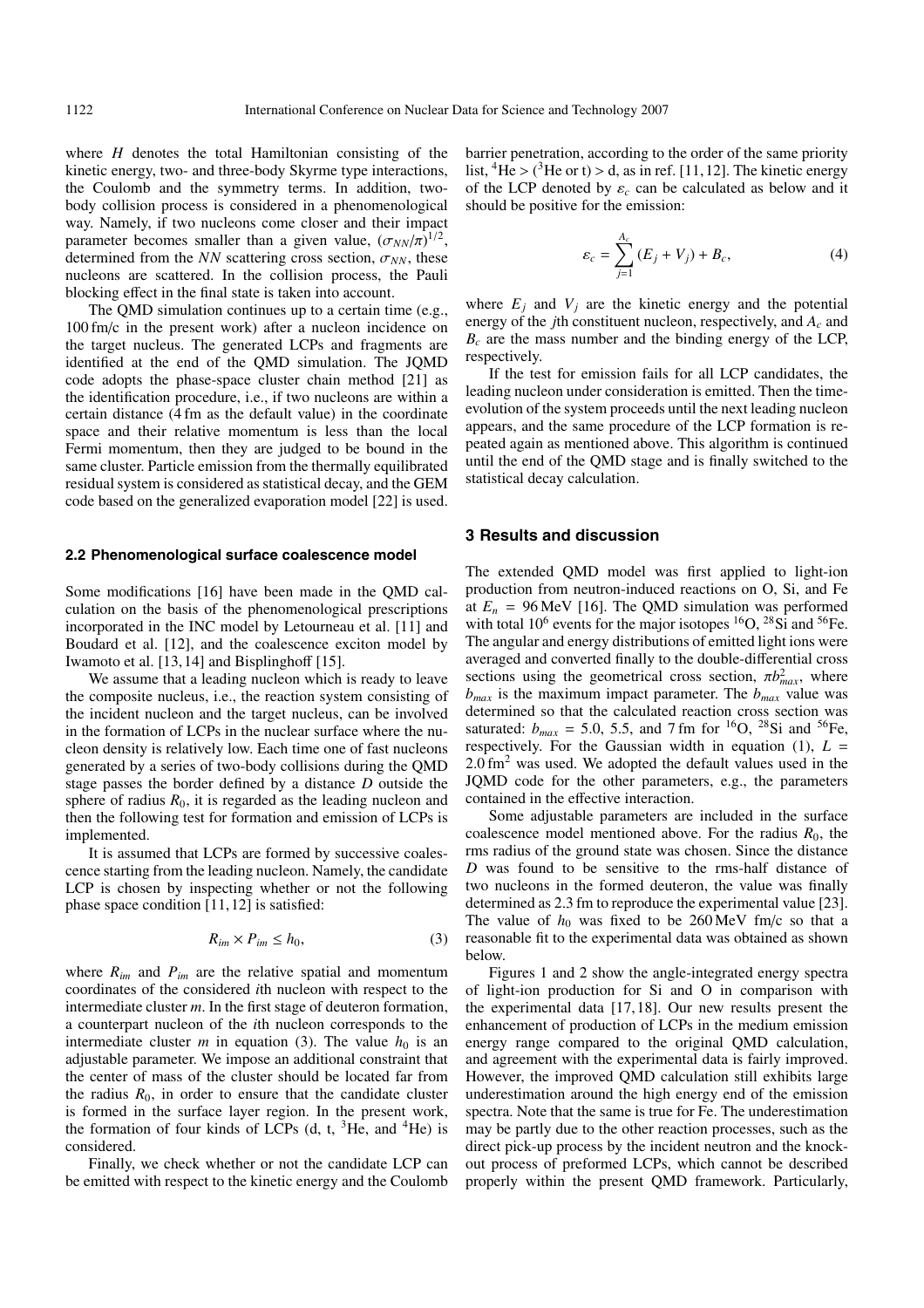where $H$ denotes the total Hamiltonian consisting of the kinetic energy, two- and three-body Skyrme type interactions, the Coulomb and the symmetry terms. In addition, two-body collision process is considered in a phenomenological way. Namely, if two nucleons come closer and their impact parameter becomes smaller than a given value, $(\sigma_{NN}/\pi)^{1/2}$, determined from the $NN$ scattering cross section, $\sigma_{NN}$, these nucleons are scattered. In the collision process, the Pauli blocking effect in the final state is taken into account.

The QMD simulation continues up to a certain time (e.g., 100 fm/c in the present work) after a nucleon incidence on the target nucleus. The generated LCPs and fragments are identified at the end of the QMD simulation. The JQMD code adopts the phase-space cluster chain method [21] as the identification procedure, i.e., if two nucleons are within a certain distance (4 fm as the default value) in the coordinate space and their relative momentum is less than the local Fermi momentum, then they are judged to be bound in the same cluster. Particle emission from the thermally equilibrated residual system is considered as statistical decay, and the GEM code based on the generalized evaporation model [22] is used.

### 2.2 Phenomenological surface coalescence model

Some modifications [16] have been made in the QMD calculation on the basis of the phenomenological prescriptions incorporated in the INC model by Letourneau et al. [11] and Boudard et al. [12], and the coalescence exciton model by Iwamoto et al. [13,14] and Bisplinghoff [15].

We assume that a leading nucleon which is ready to leave the composite nucleus, i.e., the reaction system consisting of the incident nucleon and the target nucleus, can be involved in the formation of LCPs in the nuclear surface where the nucleon density is relatively low. Each time one of fast nucleons generated by a series of two-body collisions during the QMD stage passes the border defined by a distance $D$ outside the sphere of radius $R_0$, it is regarded as the leading nucleon and then the following test for formation and emission of LCPs is implemented.

It is assumed that LCPs are formed by successive coalescence starting from the leading nucleon. Namely, the candidate LCP is chosen by inspecting whether or not the following phase space condition [11,12] is satisfied:

$$R_{im} \times P_{im} \leq h_0, \tag{3}$$

where $R_{im}$ and $P_{im}$ are the relative spatial and momentum coordinates of the considered $i$th nucleon with respect to the intermediate cluster $m$. In the first stage of deuteron formation, a counterpart nucleon of the $i$th nucleon corresponds to the intermediate cluster $m$ in equation (3). The value $h_0$ is an adjustable parameter. We impose an additional constraint that the center of mass of the cluster should be located far from the radius $R_0$, in order to ensure that the candidate cluster is formed in the surface layer region. In the present work, the formation of four kinds of LCPs (d, t, $^3$He, and $^4$He) is considered.

Finally, we check whether or not the candidate LCP can be emitted with respect to the kinetic energy and the Coulomb barrier penetration, according to the order of the same priority list, $^4$He > ($^3$He or t) > d, as in ref. [11,12]. The kinetic energy of the LCP denoted by $\varepsilon_c$ can be calculated as below and it should be positive for the emission:

$$\varepsilon_c = \sum_{j=1}^{A_c} (E_j + V_j) + B_c, \tag{4}$$

where $E_j$ and $V_j$ are the kinetic energy and the potential energy of the $j$th constituent nucleon, respectively, and $A_c$ and $B_c$ are the mass number and the binding energy of the LCP, respectively.

If the test for emission fails for all LCP candidates, the leading nucleon under consideration is emitted. Then the time-evolution of the system proceeds until the next leading nucleon appears, and the same procedure of the LCP formation is repeated again as mentioned above. This algorithm is continued until the end of the QMD stage and is finally switched to the statistical decay calculation.

## 3 Results and discussion

The extended QMD model was first applied to light-ion production from neutron-induced reactions on O, Si, and Fe at $E_n$ = 96 MeV [16]. The QMD simulation was performed with total $10^6$ events for the major isotopes $^{16}$O, $^{28}$Si and $^{56}$Fe. The angular and energy distributions of emitted light ions were averaged and converted finally to the double-differential cross sections using the geometrical cross section, $\pi b_{max}^2$, where $b_{max}$ is the maximum impact parameter. The $b_{max}$ value was determined so that the calculated reaction cross section was saturated: $b_{max}$ = 5.0, 5.5, and 7 fm for $^{16}$O, $^{28}$Si and $^{56}$Fe, respectively. For the Gaussian width in equation (1), $L$ = 2.0 fm$^2$ was used. We adopted the default values used in the JQMD code for the other parameters, e.g., the parameters contained in the effective interaction.

Some adjustable parameters are included in the surface coalescence model mentioned above. For the radius $R_0$, the rms radius of the ground state was chosen. Since the distance $D$ was found to be sensitive to the rms-half distance of two nucleons in the formed deuteron, the value was finally determined as 2.3 fm to reproduce the experimental value [23]. The value of $h_0$ was fixed to be 260 MeV fm/c so that a reasonable fit to the experimental data was obtained as shown below.

Figures 1 and 2 show the angle-integrated energy spectra of light-ion production for Si and O in comparison with the experimental data [17,18]. Our new results present the enhancement of production of LCPs in the medium emission energy range compared to the original QMD calculation, and agreement with the experimental data is fairly improved. However, the improved QMD calculation still exhibits large underestimation around the high energy end of the emission spectra. Note that the same is true for Fe. The underestimation may be partly due to the other reaction processes, such as the direct pick-up process by the incident neutron and the knock-out process of preformed LCPs, which cannot be described properly within the present QMD framework. Particularly,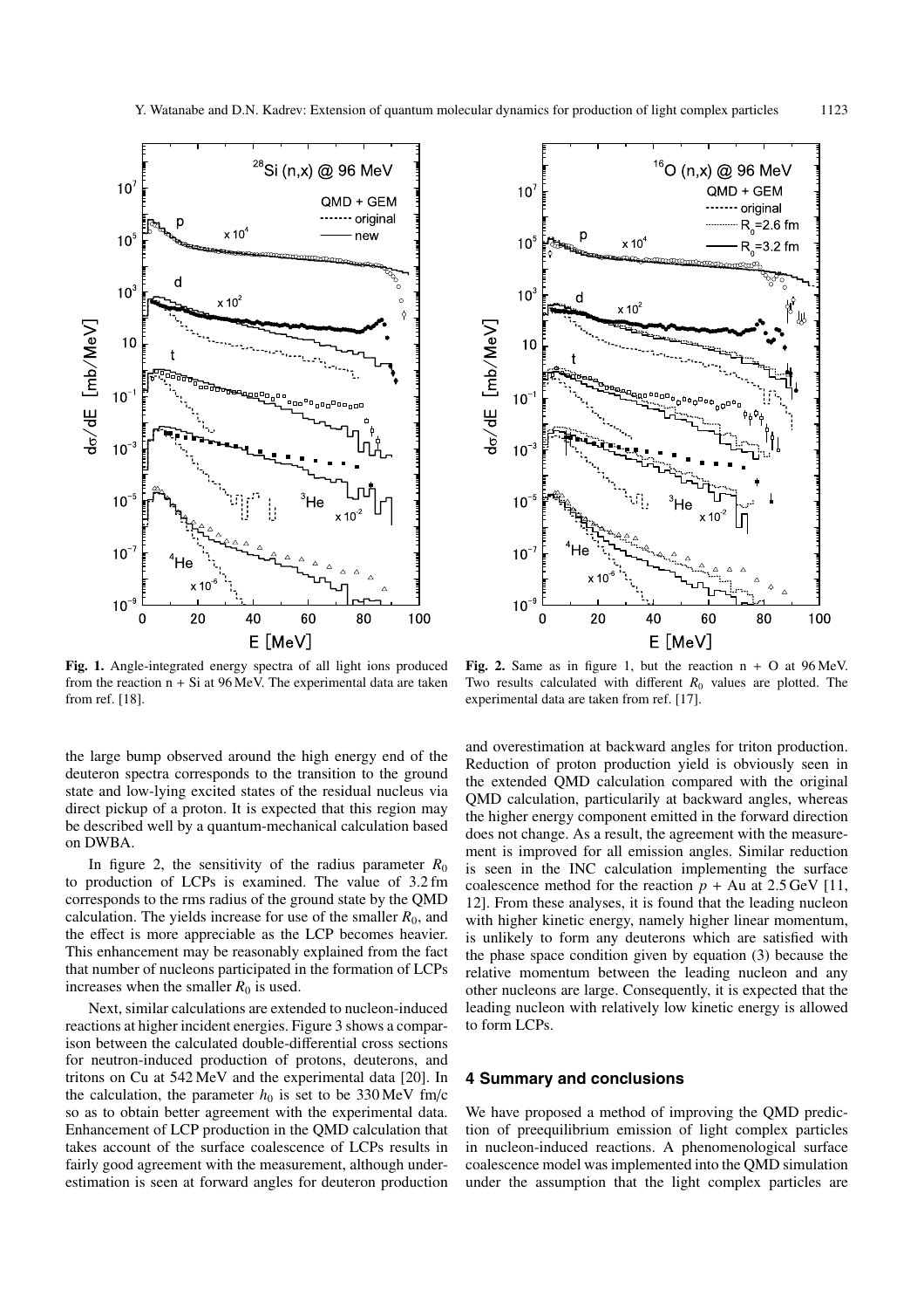**Fig. 1.** Angle-integrated energy spectra of all light ions produced from the reaction n + Si at 96 MeV. The experimental data are taken from ref. [18].

**Fig. 2.** Same as in figure 1, but the reaction n + O at 96 MeV. Two results calculated with different $R_0$ values are plotted. The experimental data are taken from ref. [17].

the large bump observed around the high energy end of the deuteron spectra corresponds to the transition to the ground state and low-lying excited states of the residual nucleus via direct pickup of a proton. It is expected that this region may be described well by a quantum-mechanical calculation based on DWBA.

In figure 2, the sensitivity of the radius parameter $R_0$ to production of LCPs is examined. The value of 3.2 fm corresponds to the rms radius of the ground state by the QMD calculation. The yields increase for use of the smaller $R_0$, and the effect is more appreciable as the LCP becomes heavier. This enhancement may be reasonably explained from the fact that number of nucleons participated in the formation of LCPs increases when the smaller $R_0$ is used.

Next, similar calculations are extended to nucleon-induced reactions at higher incident energies. Figure 3 shows a comparison between the calculated double-differential cross sections for neutron-induced production of protons, deuterons, and tritons on Cu at 542 MeV and the experimental data [20]. In the calculation, the parameter $h_0$ is set to be 330 MeV fm/c so as to obtain better agreement with the experimental data. Enhancement of LCP production in the QMD calculation that takes account of the surface coalescence of LCPs results in fairly good agreement with the measurement, although underestimation is seen at forward angles for deuteron production and overestimation at backward angles for triton production. Reduction of proton production yield is obviously seen in the extended QMD calculation compared with the original QMD calculation, particularily at backward angles, whereas the higher energy component emitted in the forward direction does not change. As a result, the agreement with the measurement is improved for all emission angles. Similar reduction is seen in the INC calculation implementing the surface coalescence method for the reaction $p$ + Au at 2.5 GeV [11, 12]. From these analyses, it is found that the leading nucleon with higher kinetic energy, namely higher linear momentum, is unlikely to form any deuterons which are satisfied with the phase space condition given by equation (3) because the relative momentum between the leading nucleon and any other nucleons are large. Consequently, it is expected that the leading nucleon with relatively low kinetic energy is allowed to form LCPs.

## 4 Summary and conclusions

We have proposed a method of improving the QMD prediction of preequilibrium emission of light complex particles in nucleon-induced reactions. A phenomenological surface coalescence model was implemented into the QMD simulation under the assumption that the light complex particles are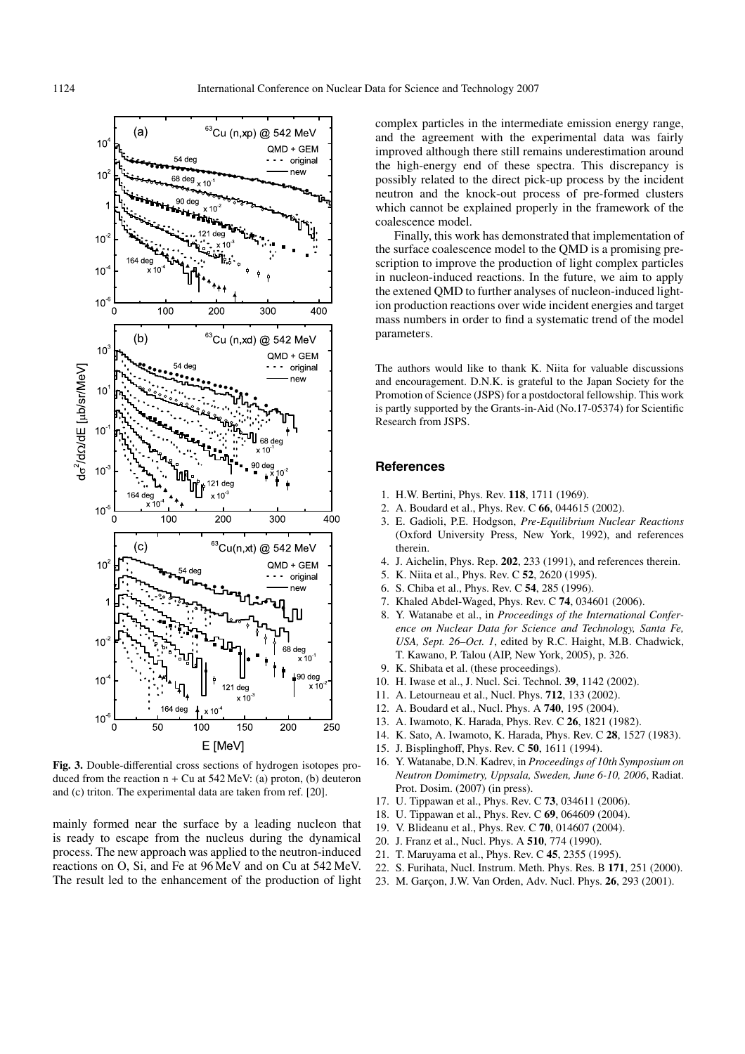(a)

$^{63}$Cu (n,xp) @ 542 MeV

QMD + GEM
original
new

54 deg
68 deg x 10$^{-1}$
90 deg x 10$^{-2}$
121 deg x 10$^{-3}$
164 deg x 10$^{-4}$

(b)

$^{63}$Cu (n,xd) @ 542 MeV

QMD + GEM
original
new

54 deg
68 deg x 10$^{-1}$
90 deg x 10$^{-2}$
121 deg x 10$^{-3}$
164 deg x 10$^{-4}$

(c)

$^{63}$Cu(n,xt) @ 542 MeV

QMD + GEM
original
new

54 deg
68 deg x 10$^{-1}$
90 deg x 10$^{-2}$
121 deg x 10$^{-3}$
164 deg x 10$^{-4}$

$d\sigma^2/d\Omega/dE$ [μb/sr/MeV]

E [MeV]

**Fig. 3.** Double-differential cross sections of hydrogen isotopes produced from the reaction n + Cu at 542 MeV: (a) proton, (b) deuteron and (c) triton. The experimental data are taken from ref. [20].

mainly formed near the surface by a leading nucleon that is ready to escape from the nucleus during the dynamical process. The new approach was applied to the neutron-induced reactions on O, Si, and Fe at 96 MeV and on Cu at 542 MeV. The result led to the enhancement of the production of light complex particles in the intermediate emission energy range, and the agreement with the experimental data was fairly improved although there still remains underestimation around the high-energy end of these spectra. This discrepancy is possibly related to the direct pick-up process by the incident neutron and the knock-out process of pre-formed clusters which cannot be explained properly in the framework of the coalescence model.

Finally, this work has demonstrated that implementation of the surface coalescence model to the QMD is a promising prescription to improve the production of light complex particles in nucleon-induced reactions. In the future, we aim to apply the extened QMD to further analyses of nucleon-induced light-ion production reactions over wide incident energies and target mass numbers in order to find a systematic trend of the model parameters.

The authors would like to thank K. Niita for valuable discussions and encouragement. D.N.K. is grateful to the Japan Society for the Promotion of Science (JSPS) for a postdoctoral fellowship. This work is partly supported by the Grants-in-Aid (No.17-05374) for Scientific Research from JSPS.

## References

1. H.W. Bertini, Phys. Rev. **118**, 1711 (1969).
2. A. Boudard et al., Phys. Rev. C **66**, 044615 (2002).
3. E. Gadioli, P.E. Hodgson, *Pre-Equilibrium Nuclear Reactions* (Oxford University Press, New York, 1992), and references therein.
4. J. Aichelin, Phys. Rep. **202**, 233 (1991), and references therein.
5. K. Niita et al., Phys. Rev. C **52**, 2620 (1995).
6. S. Chiba et al., Phys. Rev. C **54**, 285 (1996).
7. Khaled Abdel-Waged, Phys. Rev. C **74**, 034601 (2006).
8. Y. Watanabe et al., in *Proceedings of the International Conference on Nuclear Data for Science and Technology, Santa Fe, USA, Sept. 26–Oct. 1*, edited by R.C. Haight, M.B. Chadwick, T. Kawano, P. Talou (AIP, New York, 2005), p. 326.
9. K. Shibata et al. (these proceedings).
10. H. Iwase et al., J. Nucl. Sci. Technol. **39**, 1142 (2002).
11. A. Letourneau et al., Nucl. Phys. **712**, 133 (2002).
12. A. Boudard et al., Nucl. Phys. A **740**, 195 (2004).
13. A. Iwamoto, K. Harada, Phys. Rev. C **26**, 1821 (1982).
14. K. Sato, A. Iwamoto, K. Harada, Phys. Rev. C **28**, 1527 (1983).
15. J. Bisplinghoff, Phys. Rev. C **50**, 1611 (1994).
16. Y. Watanabe, D.N. Kadrev, in *Proceedings of 10th Symposium on Neutron Domimetry, Uppsala, Sweden, June 6-10, 2006*, Radiat. Prot. Dosim. (2007) (in press).
17. U. Tippawan et al., Phys. Rev. C **73**, 034611 (2006).
18. U. Tippawan et al., Phys. Rev. C **69**, 064609 (2004).
19. V. Blideanu et al., Phys. Rev. C **70**, 014607 (2004).
20. J. Franz et al., Nucl. Phys. A **510**, 774 (1990).
21. T. Maruyama et al., Phys. Rev. C **45**, 2355 (1995).
22. S. Furihata, Nucl. Instrum. Meth. Phys. Res. B **171**, 251 (2000).
23. M. Garçon, J.W. Van Orden, Adv. Nucl. Phys. **26**, 293 (2001).